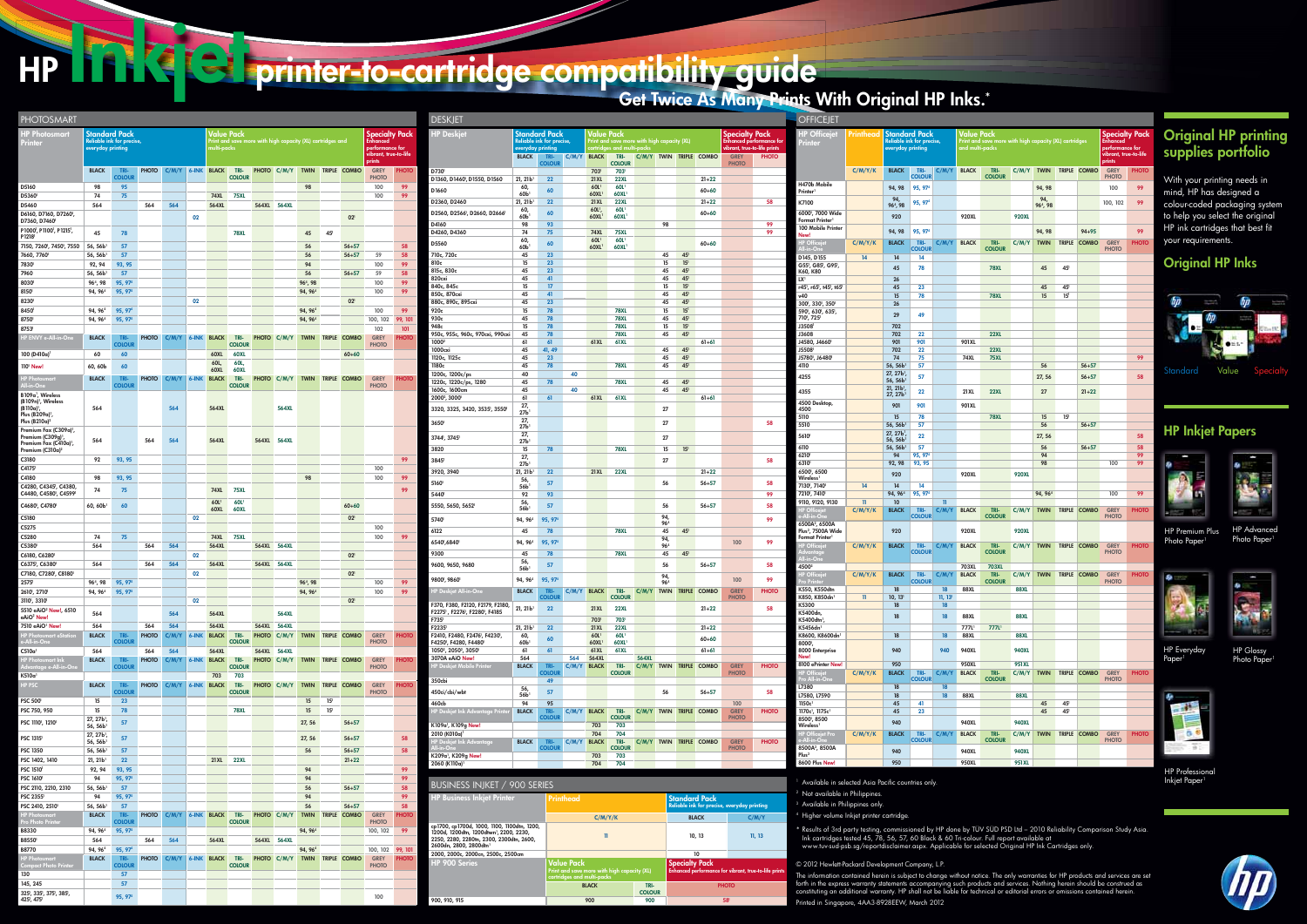# HP Inkjet printer-to-cartridge compatibility guide

## Get Twice As Many Prints With Original HP Inks.*

## PHOTOSMART

| HP Photosmart Printer | Standard Pack: Reliable ink for precise, everyday printing | | | | | Value Pack: Print and save more with high capacity (XL) cartridges and multi-packs | | | | | | | Specialty Pack: Enhanced performance for vibrant, true-to-life prints | |
|---|---|---|---|---|---|---|---|---|---|---|---|---|---|---|
| | BLACK | TRI-COLOUR | PHOTO | C/M/Y | 6-INK | BLACK | TRI-COLOUR | PHOTO | C/M/Y | TWIN | TRIPLE | COMBO | GREY PHOTO | PHOTO |
| D5160 | 98 | 95 | | | | | | | | 98 | | | 100 | 99 |
| D5360 | 74 | 75 | | | | 74XL | 75XL | | | | | | 100 | 99 |
| D5460 | 564 | | 564 | 564 | | 564XL | | 564XL | 564XL | | | | | |
| D6160, D7160, D7260, D7360, D7460 | | | | | 02 | | | | | | | 02 | | |
| P1000, P1100, P1215, P1218 | 45 | 78 | | | | | 78XL | | | 45 | 45 | | | |
| 7150, 7260, 7450, 7550 | 56, 56b | 57 | | | | | | | | 56 | | 56+57 | | 58 |
| 7660, 7760 | 56, 56b | 57 | | | | | | | | 56 | | 56+57 | 59 | 58 |
| 7830 | 92, 94 | 93, 95 | | | | | | | | 94 | | | 100 | 99 |
| 7960 | 56, 56b | 57 | | | | | | | | 56 | | 56+57 | 59 | 58 |
| 8030 | 96, 98 | 95, 97 | | | | | | | | 96, 98 | | | 100 | 99 |
| 8150 | 94, 96 | 95, 97 | | | | | | | | 94, 96 | | | 100 | 99 |
| 8230 | | | | | 02 | | | | | | | 02 | | |
| 8450 | 94, 96 | 95, 97 | | | | | | | | 94, 96 | | | 100 | 99 |
| 8750 | 94, 96 | 95, 97 | | | | | | | | 94, 96 | | | 100, 102 | 99, 101 |
| 8753 | | | | | | | | | | | | | 102 | 101 |
| **HP ENVY e-All-in-One** | BLACK | TRI-COLOUR | PHOTO | C/M/Y | 6-INK | BLACK | TRI-COLOUR | PHOTO | C/M/Y | TWIN | TRIPLE | COMBO | GREY PHOTO | PHOTO |
| 100 (D410a) | 60 | 60 | | | | 60XL | 60XL | | | | | 60+60 | | |
| 110 New! | 60, 60b | 60 | | | | 60XL, 60XL | 60XL, 60XL | | | | | | | |
| **HP Photosmart All-in-One** | BLACK | TRI-COLOUR | PHOTO | C/M/Y | 6-INK | BLACK | TRI-COLOUR | PHOTO | C/M/Y | TWIN | TRIPLE | COMBO | GREY PHOTO | PHOTO |
| B109a, Wireless (B109n), Wireless (B110a), Plus (B209a), Plus (B210a) | 564 | | | 564 | | 564XL | | | 564XL | | | | | |
| Premium Fax (C309a), Premium (C309g), Premium Fax (C410a), Premium (C310a) | 564 | | 564 | 564 | | 564XL | | 564XL | 564XL | | | | | |
| C3180 | 92 | 93, 95 | | | | | | | | | | | | 99 |
| C4175 | | | | | | | | | | | | | 100 | |
| C4180 | 98 | 93, 95 | | | | | | | | 98 | | | 100 | 99 |
| C4280, C4345, C4380, C4480, C4580, C4599 | 74 | 75 | | | | 74XL | 75XL | | | | | | | 99 |
| C4680, C4780 | 60, 60b | 60 | | | | 60XL, 60XL | 60XL, 60XL | | | | | 60+60 | | |
| C5180 | | | | | 02 | | | | | | | 02 | | |
| C5275 | | | | | | | | | | | | | 100 | |
| C5280 | 74 | 75 | | | | 74XL | 75XL | | | | | | 100 | 99 |
| C5380 | 564 | | 564 | 564 | | 564XL | | 564XL | 564XL | | | | | |
| C6180, C6280 | | | | | 02 | | | | | | | 02 | | |
| C6375, C6380 | 564 | | 564 | 564 | | 564XL | | 564XL | 564XL | | | | | |
| C7180, C7280, C8180 | | | | | 02 | | | | | | | 02 | | |
| 2575 | 96, 98 | 95, 97 | | | | | | | | 96, 98 | | | 100 | 99 |
| 2610, 2710 | 94, 96 | 95, 97 | | | | | | | | 94, 96 | | | 100 | 99 |
| 3110, 3310 | | | | | 02 | | | | | | | 02 | | |
| 5510 eAiO New!, 6510 eAiO New! | 564 | | | 564 | | 564XL | | | 564XL | | | | | |
| 7510 eAiO New! | 564 | | 564 | 564 | | 564XL | | 564XL | 564XL | | | | | |
| **HP Photosmart eStation e-All-in-One** | BLACK | TRI-COLOUR | PHOTO | C/M/Y | 6-INK | BLACK | TRI-COLOUR | PHOTO | C/M/Y | TWIN | TRIPLE | COMBO | GREY PHOTO | PHOTO |
| C510a | 564 | | 564 | 564 | | 564XL | | 564XL | 564XL | | | | | |
| **HP Photosmart Ink Advantage e-All-in-One** | BLACK | TRI-COLOUR | PHOTO | C/M/Y | 6-INK | BLACK | TRI-COLOUR | PHOTO | C/M/Y | TWIN | TRIPLE | COMBO | GREY PHOTO | PHOTO |
| K510a | | | | | | 703 | 703 | | | | | | | |
| **HP PSC** | BLACK | TRI-COLOUR | PHOTO | C/M/Y | 6-INK | BLACK | TRI-COLOUR | PHOTO | C/M/Y | TWIN | TRIPLE | COMBO | GREY PHOTO | PHOTO |
| PSC 500 | 15 | 23 | | | | | | | | 15 | 15 | | | |
| PSC 750, 950 | 15 | 78 | | | | | 78XL | | | 15 | 15 | | | |
| PSC 1110, 1210 | 27, 27b, 56, 56b | 57 | | | | | | | | 27, 56 | | 56+57 | | |
| PSC 1315 | 27, 27b, 56, 56b | 57 | | | | | | | | 27, 56 | | 56+57 | | 58 |
| PSC 1350 | 56, 56b | 57 | | | | | | | | 56 | | 56+57 | | 58 |
| PSC 1402, 1410 | 21, 21b | 22 | | | | 21XL | 22XL | | | | | 21+22 | | |
| PSC 1510 | 92, 94 | 93, 95 | | | | | | | | 94 | | | | 99 |
| PSC 1610 | 94 | 95, 97 | | | | | | | | 94 | | | | 99 |
| PSC 2110, 2210, 2310 | 56, 56b | 57 | | | | | | | | 56 | | 56+57 | | 58 |
| PSC 2355 | 94 | 95, 97 | | | | | | | | 94 | | | | 99 |
| PSC 2410, 2510 | 56, 56b | 57 | | | | | | | | 56 | | 56+57 | | 58 |
| **HP Photosmart Pro Photo Printer** | BLACK | TRI-COLOUR | PHOTO | C/M/Y | 6-INK | BLACK | TRI-COLOUR | PHOTO | C/M/Y | TWIN | TRIPLE | COMBO | GREY PHOTO | PHOTO |
| B8330 | 94, 96 | 95, 97 | | | | | | | | 94, 96 | | | 100, 102 | 99 |
| B8550 | 564 | | 564 | 564 | | 564XL | | 564XL | 564XL | | | | | |
| B8770 | 94, 96 | 95, 97 | | | | | | | | 94, 96 | | | 100, 102 | 99, 101 |
| **HP Photosmart Compact Photo Printer** | BLACK | TRI-COLOUR | PHOTO | C/M/Y | 6-INK | BLACK | TRI-COLOUR | PHOTO | C/M/Y | TWIN | TRIPLE | COMBO | GREY PHOTO | PHOTO |
| 130 | | 57 | | | | | | | | | | | | |
| 145, 245 | | 57 | | | | | | | | | | | | |
| 325, 335, 375, 385, 425, 475 | | 95, 97 | | | | | | | | | | | 100 | |

## DESKJET

| HP Deskjet Printer | Standard Pack: Reliable ink for precise, everyday printing | | | Value Pack: Print and save more with high capacity (XL) cartridges and multi-packs | | | | | | Specialty Pack: Enhanced performance for vibrant, true-to-life prints | |
|---|---|---|---|---|---|---|---|---|---|---|---|
| | BLACK | TRI-COLOUR | C/M/Y | BLACK | TRI-COLOUR | C/M/Y | TWIN | TRIPLE | COMBO | GREY PHOTO | PHOTO |
| D730 | | | | 703 | 703 | | | | | | |
| D1360, D1460, D1560, D1560 | 21, 21b | 22 | | 21XL | 22XL | | | | 21+22 | | |
| D1660 | 60, 60b | 60 | | 60XL, 60XL | 60XL, 60XL | | | | 60+60 | | |
| D2360, D2460 | 21, 21b | 22 | | 21XL | 22XL | | | | 21+22 | | 58 |
| D2560, D2566, D2660, D2666 | 60, 60b | 60 | | 60XL, 60XL | 60XL, 60XL | | | | 60+60 | | |
| D4160 | 98 | 93 | | | | | 98 | | | | 99 |
| D4260, D4360 | 74 | 75 | | 74XL | 75XL | | | | | | 99 |
| D5560 | 60, 60b | 60 | | 60XL, 60XL | 60XL, 60XL | | | | 60+60 | | |
| 710c, 720c | 45 | 23 | | | | | 45 | 45 | | | |
| 810c | 15 | 23 | | | | | 15 | 15 | | | |
| 815c, 830c | 45 | 23 | | | | | 45 | 45 | | | |
| 820cxi | 45 | 41 | | | | | 45 | 45 | | | |
| 840c, 845c | 15 | 17 | | | | | 15 | 15 | | | |
| 850c, 870cxi | 45 | 41 | | | | | 45 | 45 | | | |
| 880c, 890c, 895cxi | 45 | 23 | | | | | 45 | 45 | | | |
| 920c | 15 | 78 | | | 78XL | | 15 | 15 | | | |
| 930c | 45 | 78 | | | 78XL | | 45 | 45 | | | |
| 948c | 15 | 78 | | | 78XL | | 15 | 15 | | | |
| 950c, 955c, 960c, 970cxi, 990cxi | 45 | 78 | | | 78XL | | 45 | 45 | | | |
| 1000 | 61 | 61 | | 61XL | 61XL | | | | 61+61 | | |
| 1000cxi | 45 | 41, 49 | | | | | 45 | 45 | | | |
| 1120c, 1125c | 45 | 23 | | | | | 45 | 45 | | | |
| 1180c | 45 | 78 | | | 78XL | | 45 | 45 | | | |
| 1200c, 1200c/ps | 40 | | 40 | | | | | | | | |
| 1220c, 1220c/ps, 1280 | 45 | 78 | | | 78XL | | 45 | 45 | | | |
| 1600c, 1600cm | 45 | | 40 | | | | 45 | 45 | | | |
| 2000, 3000 | 61 | 61 | | 61XL | 61XL | | | | 61+61 | | |
| 3320, 3325, 3420, 3535, 3550 | 27, 27b | | | | | | 27 | | | | |
| 3650 | 27, 27b | | | | | | 27 | | | | 58 |
| 3744, 3745 | 27, 27b | | | | | | 27 | | | | |
| 3820 | 15 | 78 | | | 78XL | | 15 | 15 | | | |
| 3845 | 27, 27b | | | | | | 27 | | | | 58 |
| 3920, 3940 | 21, 21b | 22 | | 21XL | 22XL | | | | 21+22 | | |
| 5160 | 56, 56b | 57 | | | | | 56 | | 56+57 | | 58 |
| 5440 | 92 | 93 | | | | | | | | | 99 |
| 5550, 5650, 5652 | 56, 56b | 57 | | | | | 56 | | 56+57 | | 58 |
| 5740 | 94, 96 | 95, 97 | | | | | 94, 96 | | | | 99 |
| 6122 | 45 | 78 | | | 78XL | | 45 | 45 | | | |
| 6540, 6840 | 94, 96 | 95, 97 | | | | | 94, 96 | | | 100 | 99 |
| 9300 | 45 | 78 | | | 78XL | | 45 | 45 | | | |
| 9600, 9650, 9680 | 56, 56b | 57 | | | | | 56 | | 56+57 | | 58 |
| 9800, 9860 | 94, 96 | 95, 97 | | | | | 94, 96 | | | 100 | 99 |
| **HP Deskjet All-in-One** | BLACK | TRI-COLOUR | C/M/Y | BLACK | TRI-COLOUR | C/M/Y | TWIN | TRIPLE | COMBO | GREY PHOTO | PHOTO |
| F370, F380, F2120, F2179, F2180, F2275, F2276, F2280, F4185 | 21, 21b | 22 | | 21XL | 22XL | | | | 21+22 | | 58 |
| F735 | | | | 703 | 703 | | | | | | |
| F2235 | 21, 21b | 22 | | 21XL | 22XL | | | | 21+22 | | |
| F2410, F2480, F2476, F4230, F4250, F4280, F4480 | 60, 60b | 60 | | 60XL, 60XL | 60XL, 60XL | | | | 60+60 | | |
| 1050, 2050, 3050 | 61 | 61 | | 61XL | 61XL | | | | 61+61 | | |
| 3070A eAiO New! | 564 | | 564 | 564XL | | 564XL | | | | | |
| **HP Deskjet Mobile Printer** | BLACK | TRI-COLOUR | C/M/Y | BLACK | TRI-COLOUR | C/M/Y | TWIN | TRIPLE | COMBO | GREY PHOTO | PHOTO |
| 350cbi | | 49 | | | | | | | | | |
| 450ci/cbi/wbt | 56, 56b | 57 | | | | | 56 | | 56+57 | | 58 |
| 460cb | 94 | 95 | | | | | | | | 100 | |
| **HP Deskjet Ink Advantage Printer** | BLACK | TRI-COLOUR | C/M/Y | BLACK | TRI-COLOUR | C/M/Y | TWIN | TRIPLE | COMBO | GREY PHOTO | PHOTO |
| K109a, K109g New! | | | | 703 | 703 | | | | | | |
| 2010 (K010a) | | | | 704 | 704 | | | | | | |
| **HP Deskjet Ink Advantage All-in-One** | BLACK | TRI-COLOUR | C/M/Y | BLACK | TRI-COLOUR | C/M/Y | TWIN | TRIPLE | COMBO | GREY PHOTO | PHOTO |
| K209a, K209g New! | | | | 703 | 703 | | | | | | |
| 2060 (K110a) | | | | 704 | 704 | | | | | | |

## OFFICEJET

| HP Officejet Printer | Printhead | Standard Pack: Reliable ink for precise, everyday printing | | | Value Pack: Print and save more with high capacity (XL) cartridges and multi-packs | | | | | | Specialty Pack: Enhanced performance for vibrant, true-to-life prints | |
|---|---|---|---|---|---|---|---|---|---|---|---|---|
| | C/M/Y/K | BLACK | TRI-COLOUR | C/M/Y | BLACK | TRI-COLOUR | C/M/Y | TWIN | TRIPLE | COMBO | GREY PHOTO | PHOTO |
| H470b Mobile Printer | | 94, 98 | 95, 97 | | | | | 94, 98 | | | 100 | 99 |
| K7100 | | 94, 96, 98 | 95, 97 | | | | | 94, 96, 98 | | | 100, 102 | 99 |
| 6000, 7000 Wide Format Printer | | 920 | | | 920XL | | 920XL | | | | | |
| 100 Mobile Printer New! | | 94, 98 | 95, 97 | | | | | 94, 98 | | 94+95 | | 99 |
| **HP Officejet All-in-One** | C/M/Y/K | BLACK | TRI-COLOUR | C/M/Y | BLACK | TRI-COLOUR | C/M/Y | TWIN | TRIPLE | COMBO | GREY PHOTO | PHOTO |
| D145, D155 | 14 | 14 | 14 | | | | | | | | | |
| G55, G85, G95, K60, K80 | | 45 | 78 | | | 78XL | | 45 | 45 | | | |
| LX | | 26 | | | | | | | | | | |
| r45, r65, r45, r65 | | 45 | 23 | | | | | 45 | 45 | | | |
| v40 | | 15 | 78 | | | 78XL | | 15 | 15 | | | |
| 300, 330, 350 | | 26 | | | | | | | | | | |
| 590, 630, 635, 710, 725 | | 29 | 49 | | | | | | | | | |
| J3508 | | 702 | | | | | | | | | | |
| J3608 | | 702 | 22 | | | 22XL | | | | | | |
| J4580, J4660 | | 901 | 901 | | 901XL | | | | | | | |
| J5508 | | 702 | 22 | | | 22XL | | | | | | |
| J5780, J6480 | | 74 | 75 | | 74XL | 75XL | | | | | | 99 |
| 4110 | | 56, 56b | 57 | | | | | 56 | | 56+57 | | |
| 4255 | | 27, 27b, 56, 56b | 57 | | | | | 27, 56 | | 56+57 | | 58 |
| 4355 | | 21, 21b, 27, 27b | 22 | | 21XL | 22XL | | 27 | | 21+22 | | |
| 4500 Desktop, 4500 | | 901 | 901 | | 901XL | | | | | | | |
| 5110 | | 15 | 78 | | | 78XL | | 15 | 15 | | | |
| 5510 | | 56, 56b | 57 | | | | | 56 | | 56+57 | | |
| 5610 | | 27, 27b, 56, 56b | 22 | | | | | 27, 56 | | | | 58 |
| 6110 | | 56, 56b | 57 | | | | | 56 | | 56+57 | | 58 |
| 6210 | | 94 | 95, 97 | | | | | 94 | | | | 99 |
| 6310 | | 92, 98 | 93, 95 | | | | | 98 | | | 100 | 99 |
| 6500, 6500 Wireless | | 920 | | | 920XL | | 920XL | | | | | |
| 7130, 7140 | 14 | 14 | | | | | | | | | | |
| 7210, 7410 | | 94, 96 | 95, 97 | | | | | 94, 96 | | | 100 | 99 |
| 9110, 9120, 9130 | 11 | 10 | | 11 | | | | | | | | |
| **HP Officejet e-All-in-One** | C/M/Y/K | BLACK | TRI-COLOUR | C/M/Y | BLACK | TRI-COLOUR | C/M/Y | TWIN | TRIPLE | COMBO | GREY PHOTO | PHOTO |
| 6500A, 6500A Plus, 7500A Wide Format Printer | | 920 | | | 920XL | | 920XL | | | | | |
| **HP Officejet Advantage All-in-One** | C/M/Y/K | BLACK | TRI-COLOUR | C/M/Y | BLACK | TRI-COLOUR | C/M/Y | TWIN | TRIPLE | COMBO | GREY PHOTO | PHOTO |
| 4500 | | | | | 703XL | 703XL | | | | | | |
| **HP Officejet Pro Printer** | C/M/Y/K | BLACK | TRI-COLOUR | C/M/Y | BLACK | TRI-COLOUR | C/M/Y | TWIN | TRIPLE | COMBO | GREY PHOTO | PHOTO |
| K550, K550dtn | | 18 | | 18 | 88XL | | 88XL | | | | | |
| K850, K850dn | 11 | 10, 13 | | 11, 13 | | | | | | | | |
| K5300 | | 18 | | 18 | | | | | | | | |
| K5400dn, K5400dtn | | 18 | | 18 | 88XL | | 88XL | | | | | |
| K5456dn | | | | | 777L | 777L | | | | | | |
| K8600, K8600dn | | 18 | | 18 | 88XL | | 88XL | | | | | |
| 8000, 8000 Enterprise New! | | 940 | | 940 | 940XL | | 940XL | | | | | |
| 8100 ePrinter New! | | 950 | | | 950XL | | 951XL | | | | | |
| **HP Officejet Pro All-in-One** | C/M/Y/K | BLACK | TRI-COLOUR | C/M/Y | BLACK | TRI-COLOUR | C/M/Y | TWIN | TRIPLE | COMBO | GREY PHOTO | PHOTO |
| L7380 | | 18 | | 18 | | | | | | | | |
| L7580, L7590 | | 18 | | 18 | 88XL | | 88XL | | | | | |
| 1150c | | 45 | 41 | | | | | 45 | 45 | | | |
| 1170c, 1175c | | 45 | 23 | | | | | 45 | 45 | | | |
| 8500, 8500 Wireless | | 940 | | | 940XL | | 940XL | | | | | |
| **HP Officejet Pro e-All-in-One** | C/M/Y/K | BLACK | TRI-COLOUR | C/M/Y | BLACK | TRI-COLOUR | C/M/Y | TWIN | TRIPLE | COMBO | GREY PHOTO | PHOTO |
| 8500A, 8500A Plus | | 940 | | | 940XL | | 940XL | | | | | |
| 8600 Plus New! | | 950 | | | 950XL | | 951XL | | | | | |

## BUSINESS INKJET / 900 SERIES

| HP Business Inkjet Printer | Printhead | Standard Pack: Reliable ink for precise, everyday printing | |
|---|---|---|---|
| | C/M/Y/K | BLACK | C/M/Y |
| cp1700, cp1700d, 1000, 1100, 1100dtn, 1200, 1200d, 1200dtn, 1200dtwn, 2200, 2230, 2250, 2280, 2280tn, 2300, 2300dtn, 2300n, 2600dn, 2800, 2800dtn | 11 | 10, 13 | 11, 13 |
| 2000, 2000c, 2000cn, 2500c, 2500cm | | 10 | |

| HP 900 Series | Value Pack: Print and save more with high capacity (XL) cartridges and multi-packs | | Specialty Pack: Enhanced performance for vibrant, true-to-life prints |
|---|---|---|---|
| | BLACK | TRI-COLOUR | PHOTO |
| 900, 910, 915 | 900 | 900 | 58 |

## Original HP printing supplies portfolio

With your printing needs in mind, HP has designed a colour-coded packaging system to help you select the original HP ink cartridges that best fit your requirements.

### Original HP Inks

Standard · Value · Specialty

### HP Inkjet Papers

HP Premium Plus Photo Paper[1]

HP Advanced Photo Paper[1]

HP Everyday Paper[1]

HP Glossy Photo Paper[1]

HP Professional Inkjet Paper[1]

---

[1] Available in selected Asia Pacific countries only.

[2] Not available in Philippines.

[3] Available in Philippines only.

[4] Higher volume Inkjet printer cartridge.

* Results of 3rd party testing, commissioned by HP done by TUV SUD PSD Ltd – 2010 Reliability Comparison Study Asia. Ink cartridges tested 45, 78, 56, 57, 60 Black & 60 Tri-colour. Full report available at www.tuv-sud-psb.sg/reportdisclaimer.aspx. Applicable for selected Original HP Ink Cartridges only.

© 2012 Hewlett-Packard Development Company, L.P.

The information contained herein is subject to change without notice. The only warranties for HP products and services are set forth in the express warranty statements accompanying such products and services. Nothing herein should be construed as constituting an additional warranty. HP shall not be liable for technical or editorial errors or omissions contained herein.

Printed in Singapore, 4AA3-8928EEW, March 2012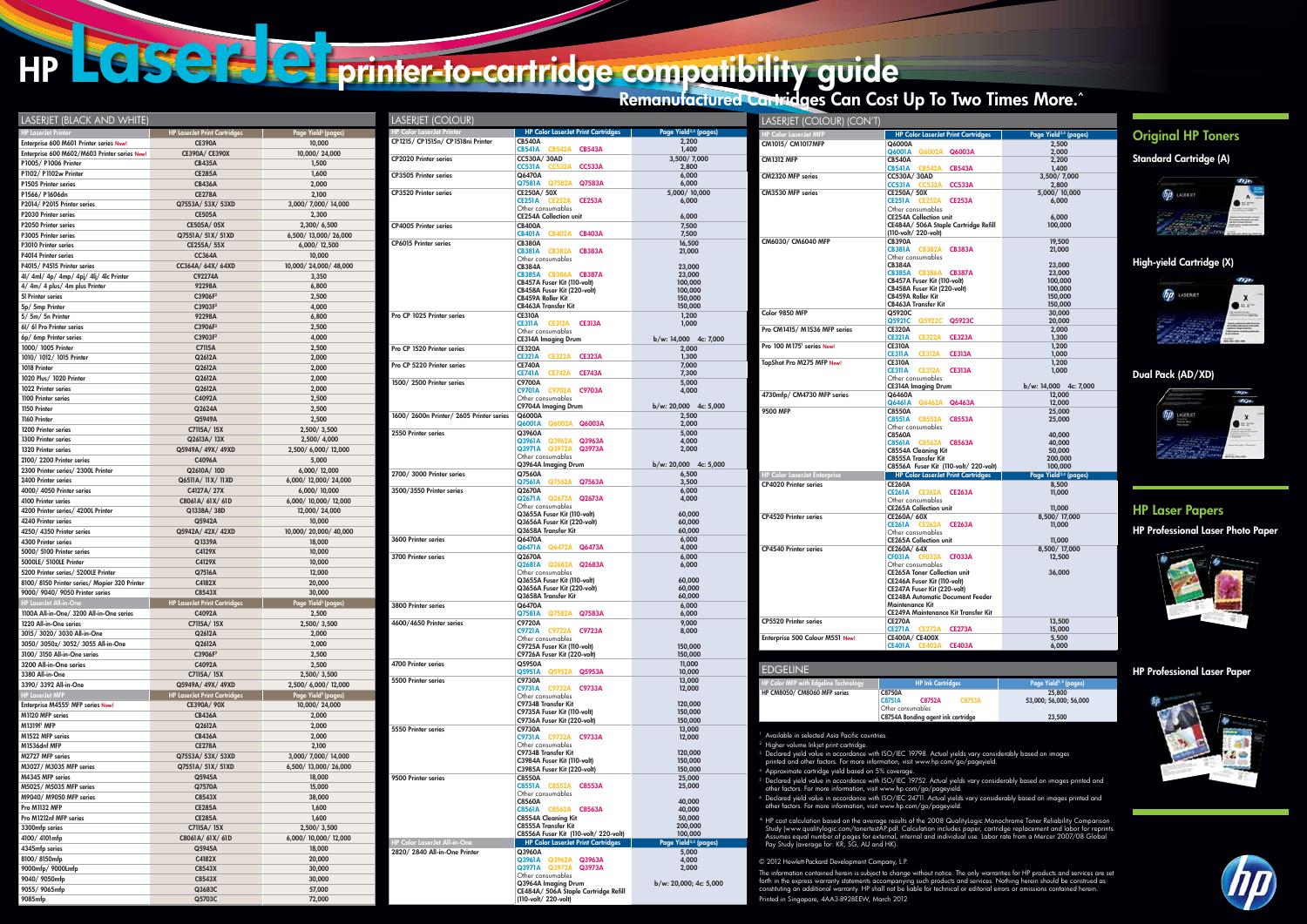# HP LaserJet printer-to-cartridge compatibility guide

## Remanufactured Cartridges Can Cost Up To Two Times More.^

## LASERJET (BLACK AND WHITE)

| HP LaserJet Printer | HP LaserJet Print Cartridges | Page Yield[3] (pages) |
|---|---|---|
| Enterprise 600 M601 Printer series New! | CE390A | 10,000 |
| Enterprise 600 M602/M603 Printer series New! | CE390A/ CE390X | 10,000/ 24,000 |
| P1005/ P1006 Printer | CB435A | 1,500 |
| P1102/ P1106 Printer | CE285A | 1,600 |
| P1505 Printer series | CB436A | 2,000 |
| P1566/ P1606dn | CE278A | 2,100 |
| P2014/ P2015 Printer series | Q7553A/ 53X/ 53XD | 3,000/ 7,000/ 14,000 |
| P2030 Printer series | CE505A | 2,300 |
| P2050 Printer series | CE505A/ 05X | 2,300/ 6,500 |
| P3005 Printer series | Q7551A/ 51X/ 51XD | 6,500/ 13,000/ 26,000 |
| P3010 Printer series | CE255A/ 55X | 6,000/ 12,500 |
| P4014 Printer series | CC364A | 10,000 |
| P4015/ P4515 Printer series | CC364A/ 64X/ 64XD | 10,000/ 24,000/ 48,000 |
| 4l/ 4ml/ 4p/ 4mp/ 4pj/ 4lj/ 4lc Printer | C92274A | 3,350 |
| 4/ 4m/ 4 plus/ 4m plus Printer | 92298A | 6,800 |
| 5l Printer series | C3906F[2] | 2,500 |
| 5p/ 5mp Printer | C3903F[2] | 4,000 |
| 5/ 5m/ 5n Printer | 92298A | 6,800 |
| 6l/ 6l Pro Printer series | C3906F[2] | 2,500 |
| 6p/ 6mp Printer series | C3903F[2] | 4,000 |
| 1000/ 1005 Printer | C7115A | 2,500 |
| 1010/ 1012/ 1015 Printer | Q2612A | 2,000 |
| 1018 Printer | Q2612A | 2,000 |
| 1020 Plus/ 1020 Printer | Q2612A | 2,000 |
| 1022 Printer series | Q2612A | 2,000 |
| 1100 Printer series | C4092A | 2,500 |
| 1150 Printer | Q2624A | 2,500 |
| 1160 Printer | Q5949A | 2,500 |
| 1200 Printer series | C7115A/ 15X | 2,500/ 3,500 |
| 1300 Printer series | Q2613A/ 13X | 2,500/ 4,000 |
| 1320 Printer series | Q5949A/ 49X/ 49XD | 2,500/ 6,000/ 12,000 |
| 2100/ 2200 Printer series | C4096A | 5,000 |
| 2300 Printer series/ 2300L Printer | Q2610A/ 10D | 6,000/ 12,000 |
| 2400 Printer series | Q6511A/ 11X/ 11XD | 6,000/ 12,000/ 24,000 |
| 4000/ 4050 Printer series | C4127A/ 27X | 6,000/ 10,000 |
| 4100 Printer series | C8061A/ 61X/ 61D | 6,000/ 10,000/ 12,000 |
| 4200 Printer series/ 4200L Printer | Q1338A/ 38D | 12,000/ 24,000 |
| 4240 Printer series | Q5942A | 10,000 |
| 4250/ 4350 Printer series | Q5942A/ 42X/ 42XD | 10,000/ 20,000/ 40,000 |
| 4300 Printer series | Q1339A | 18,000 |
| 5000/ 5100 Printer series | C4129X | 10,000 |
| 5000LE/ 5100LE Printer | C4129X | 10,000 |
| 5200 Printer series/ 5200LE Printer | Q7516A | 12,000 |
| 8100/ 8150 Printer series/ Mopier 320 Printer | C4182X | 20,000 |
| 9000/ 9040/ 9050 Printer series | C8543X | 30,000 |
| **HP LaserJet All-in-One** | **HP LaserJet Print Cartridges** | **Page Yield[3] (pages)** |
| 1100A All-in-One/ 3200 All-in-One series | C4092A | 2,500 |
| 1220 All-in-One series | C7115A/ 15X | 2,500/ 3,500 |
| 3015/ 3020/ 3030 All-in-One | Q2612A | 2,000 |
| 3050/ 3050z/ 3052/ 3055 All-in-One | Q2612A | 2,000 |
| 3100/ 3150 All-in-One series | C3906F[2] | 2,500 |
| 3200 All-in-One series | C4092A | 2,500 |
| 3380 All-in-One | C7115A/ 15X | 2,500/ 3,500 |
| 3390/ 3392 All-in-One | Q5949A/ 49X/ 49XD | 2,500/ 6,000/ 12,000 |
| **HP LaserJet MFP** | **HP LaserJet Print Cartridges** | **Page Yield[3] (pages)** |
| Enterprise M4555 MFP series New! | CE390A/ 90X | 10,000/ 24,000 |
| M1120 MFP series | CB436A | 2,000 |
| M1319f[1] MFP | Q2612A | 2,000 |
| M1522 MFP series | CB436A | 2,000 |
| M1536dnf MFP | CE278A | 2,100 |
| M2727 MFP series | Q7553A/ 53X/ 53XD | 3,000/ 7,000/ 14,000 |
| M3027/ M3035 MFP series | Q7551A/ 51X/ 51XD | 6,500/ 13,000/ 26,000 |
| M4345 MFP series | Q5945A | 18,000 |
| M5025/ M5035 MFP series | Q7570A | 15,000 |
| M9040/ M9050 MFP series | C8543X | 38,000 |
| Pro M1132 MFP | CE285A | 1,600 |
| Pro M1212nf MFP series | CE285A | 1,600 |
| 3300mfp series | C7115A/ 15X | 2,500/ 3,500 |
| 4100/ 4101mfp | C8061A/ 61X/ 61D | 6,000/ 10,000/ 12,000 |
| 4345mfp series | Q5945A | 18,000 |
| 8100/ 8150mfp | C4182X | 20,000 |
| 9000mfp/ 9000Lmfp | C8543X | 30,000 |
| 9040/ 9050mfp | C8543X | 30,000 |
| 9055/ 9065mfp | Q3683C | 57,000 |
| 9085mfp | Q5703C | 72,000 |

## LASERJET (COLOUR)

| HP Color LaserJet Printer | HP Color LaserJet Print Cartridges | Page Yield[3,4] (pages) |
|---|---|---|
| CP1215/ CP1515n/ CP1518ni Printer | CB540A<br>CB541A CB542A CB543A | 2,200<br>1,400 |
| CP2020 Printer series | CC530A/ 30AD<br>CC531A CC532A CC533A | 3,500/ 7,000<br>2,800 |
| CP3505 Printer series | Q6470A<br>Q7581A Q7582A Q7583A | 6,000<br>6,000 |
| CP3520 Printer series | CE250A/ 50X<br>CE251A CE252A CE253A<br>Other consumables<br>CE254A Collection unit | 5,000/ 10,000<br>6,000<br><br>6,000 |
| CP4005 Printer series | CB400A<br>CB401A CB402A CB403A | 7,500<br>7,500 |
| CP6015 Printer series | CB380A<br>CB381A CB382A CB383A<br>Other consumables<br>CB384A<br>CB385A CB386A CB387A<br>CB457A Fuser Kit (110-volt)<br>CB458A Fuser Kit (220-volt)<br>CB459A Roller Kit<br>CB463A Transfer Kit | 16,500<br>21,000<br><br>23,000<br>23,000<br>100,000<br>100,000<br>150,000<br>150,000 |
| Pro CP 1025 Printer series | CE310A<br>CE311A CE312A CE313A<br>Other consumables<br>CE314A Imaging Drum | 1,200<br>1,000<br><br>b/w: 14,000 4c: 7,000 |
| Pro CP 1520 Printer series | CE320A<br>CE321A CE322A CE323A | 2,000<br>1,300 |
| Pro CP 5220 Printer series | CE740A<br>CE741A CE742A CE743A | 7,000<br>7,300 |
| 1500/ 2500 Printer series | C9700A<br>C9701A C9702A C9703A<br>Other consumables<br>C9704A Imaging Drum | 5,000<br>4,000<br><br>b/w: 20,000 4c: 5,000 |
| 1600/ 2600n Printer/ 2605 Printer series | Q6000A<br>Q6001A Q6002A Q6003A | 2,500<br>2,000 |
| 2550 Printer series | Q3960A<br>Q3961A Q3962A Q3963A<br>Q3971A Q3972A Q3973A<br>Other consumables<br>Q3964A Imaging Drum | 5,000<br>4,000<br>2,000<br><br>b/w: 20,000 4c: 5,000 |
| 2700/ 3000 Printer series | Q7560A<br>Q7561A Q7562A Q7563A | 6,500<br>3,500 |
| 3500/3550 Printer series | Q2670A<br>Q2671A Q2672A Q2673A<br>Other consumables<br>Q3655A Fuser Kit (110-volt)<br>Q3656A Fuser Kit (220-volt)<br>Q3658A Transfer Kit | 6,000<br>4,000<br><br>60,000<br>60,000<br>60,000 |
| 3600 Printer series | Q6470A<br>Q6471A Q6472A Q6473A | 6,000<br>4,000 |
| 3700 Printer series | Q2670A<br>Q2681A Q2682A Q2683A<br>Other consumables<br>Q3655A Fuser Kit (110-volt)<br>Q3656A Fuser Kit (220-volt)<br>Q3658A Transfer Kit | 6,000<br>6,000<br><br>60,000<br>60,000<br>60,000 |
| 3800 Printer series | Q6470A<br>Q7581A Q7582A Q7583A | 6,000<br>6,000 |
| 4600/4650 Printer series | C9720A<br>C9721A C9722A C9723A<br>Other consumables<br>C9725A Fuser Kit (110-volt)<br>C9726A Fuser Kit (220-volt) | 9,000<br>8,000<br><br>150,000<br>150,000 |
| 4700 Printer series | Q5950A<br>Q5951A Q5952A Q5953A | 11,000<br>10,000 |
| 5500 Printer series | C9730A<br>C9731A C9732A C9733A<br>Other consumables<br>C9734B Transfer Kit<br>C9735A Fuser Kit (110-volt)<br>C9736A Fuser Kit (220-volt) | 13,000<br>12,000<br><br>120,000<br>150,000<br>150,000 |
| 5550 Printer series | C9730A<br>C9731A C9732A C9733A<br>Other consumables<br>C9734B Transfer Kit<br>C3984A Fuser Kit (110-volt)<br>C3985A Fuser Kit (220-volt) | 13,000<br>12,000<br><br>120,000<br>150,000<br>150,000 |
| 9500 Printer series | C8550A<br>C8551A C8552A C8553A<br>Other consumables<br>C8560A<br>C8561A C8562A C8563A<br>C8554A Cleaning Kit<br>C8555A Transfer Kit<br>C8556A Fuser Kit (110-volt/ 220-volt) | 25,000<br>25,000<br><br>40,000<br>40,000<br>50,000<br>200,000<br>100,000 |
| **HP Color LaserJet All-in-One** | **HP Color LaserJet Print Cartridges** | **Page Yield[3,4] (pages)** |
| 2820/ 2840 All-in-One Printer | Q3960A<br>Q3961A Q3962A Q3963A<br>Q3971A Q3972A Q3973A<br>Other consumables<br>Q3964A Imaging Drum<br>CE484A/ 506A Staple Cartridge Refill (110-volt/ 220-volt) | 5,000<br>4,000<br>2,000<br><br>b/w: 20,000; 4c: 5,000 |

## LASERJET (COLOUR) (CON'T)

| HP Color LaserJet MFP | HP Color LaserJet Print Cartridges | Page Yield[3,4] (pages) |
|---|---|---|
| CM1015/ CM1017MFP | Q6000A<br>Q6001A Q6002A Q6003A | 2,500<br>2,000 |
| CM1312 MFP | CB540A<br>CB541A CB542A CB543A | 2,200<br>1,400 |
| CM2320 MFP series | CC530A/ 30AD<br>CC531A CC532A CC533A | 3,500/ 7,000<br>2,800 |
| CM3530 MFP series | CE250A/ 50X<br>CE251A CE252A CE253A<br>Other consumables<br>CE254A Collection unit<br>CE484A/ 506A Staple Cartridge Refill (110-volt/ 220-volt) | 5,000/ 10,000<br>6,000<br><br>6,000<br>100,000 |
| CM6030/ CM6040 MFP | CB390A<br>CB381A CB382A CB383A<br>Other consumables<br>CB384A<br>CB385A CB386A CB387A<br>CB457A Fuser Kit (110-volt)<br>CB458A Fuser Kit (220-volt)<br>CB459A Roller Kit<br>CB463A Transfer Kit | 19,500<br>21,000<br><br>23,000<br>23,000<br>100,000<br>100,000<br>150,000<br>150,000 |
| Color 9850 MFP | Q5920C<br>Q5921C Q5922C Q5923C | 30,000<br>20,000 |
| Pro CM1415/ M1536 MFP series | CE320A<br>CE321A CE322A CE323A | 2,000<br>1,300 |
| Pro 100 M175[1] series New! | CE310A<br>CE311A CE312A CE313A | 1,200<br>1,000 |
| TopShot Pro M275 MFP New! | CE310A<br>CE311A CE312A CE313A<br>Other consumables<br>CE314A Imaging Drum | 1,200<br>1,000<br><br>b/w: 14,000 4c: 7,000 |
| 4730mfp/ CM4730 MFP series | Q6460A<br>Q6461A Q6462A Q6463A | 12,000<br>12,000 |
| 9500 MFP | C8550A<br>C8551A C8552A C8553A<br>Other consumables<br>C8560A<br>C8561A C8562A C8563A<br>C8554A Cleaning Kit<br>C8555A Transfer Kit<br>C8556A Fuser Kit (110-volt/ 220-volt) | 25,000<br>25,000<br><br>40,000<br>40,000<br>50,000<br>200,000<br>100,000 |
| **HP Color LaserJet Enterprise** | **HP Color LaserJet Print Cartridges** | **Page Yield[3,4] (pages)** |
| CP4020 Printer series | CE260A<br>CE261A CE262A CE263A<br>Other consumables<br>CE265A Collection unit | 8,500<br>11,000<br><br>11,000 |
| CP4520 Printer series | CE260A/ 60X<br>CE261A CE262A CE263A<br>Other consumables<br>CE265A Collection unit | 8,500/ 17,000<br>11,000<br><br>11,000 |
| CP4540 Printer series | CE260A/ 64X<br>CF031A CF032A CF033A<br>Other consumables<br>CE265A Toner Collection unit<br>CE246A Fuser Kit (110-volt)<br>CE247A Fuser Kit (220-volt)<br>CE248A Automatic Document Feeder Maintenance Kit<br>CE249A Maintenance Kit Transfer Kit | 8,500/ 17,000<br>12,500<br><br>36,000 |
| CP5520 Printer series | CE270A<br>CE271A CE272A CE273A | 13,500<br>15,000 |
| Enterprise 500 Colour M551 New! | CE400A/ CE400X<br>CE401A CE402A CE403A | 5,500<br>6,000 |

## EDGELINE

| HP Color MFP with Edgeline Technology | HP Ink Cartridges | Page Yield[5, 6] (pages) |
|---|---|---|
| HP CM8050/ CM8060 MFP series | C8750A<br>C8751A C8752A C8753A<br>Other consumables<br>C8754A Bonding agent ink cartridge | 25,800<br>53,000; 56,000; 56,000<br><br>23,500 |

[1] Available in selected Asia Pacific countries.
[2] Higher volume Inkjet print cartridge.
[3] Declared yield value in accordance with ISO/IEC 19798. Actual yields vary considerably based on images printed and other factors. For more information, visit www.hp.com/go/pageyield.
[4] Approximate cartridge yield based on 5% coverage.
[5] Declared yield value in accordance with ISO/IEC 19752. Actual yields vary considerably based on images printed and other factors. For more information, visit www.hp.com/go/pageyield.
[6] Declared yield value in accordance with ISO/IEC 24711. Actual yields vary considerably based on images printed and other factors. For more information, visit www.hp.com/go/pageyield.

^ HP cost calculation based on the average results of the 2008 QualityLogic Monochrome Toner Reliability Comparison Study (www.qualitylogic.com/tonerstAP.pdf. Calculation includes paper, cartridge replacement and labor for reprints. Assumes equal number of pages for external, internal and individual use. Labor rate from a Mercer 2007/08 Global Pay Study (average for: KR, SG, AU and HK).

© 2012 Hewlett-Packard Development Company, L.P.

The information contained herein is subject to change without notice. The only warranties for HP products and services are set forth in the express warranty statements accompanying such products and services. Nothing herein should be construed as constituting an additional warranty. HP shall not be liable for technical or editorial errors or omissions contained herein.

Printed in Singapore, 4AA3-8928EEW, March 2012

## Original HP Toners

### Standard Cartridge (A)

### High-yield Cartridge (X)

### Dual Pack (AD/XD)

## HP Laser Papers

### HP Professional Laser Photo Paper

### HP Professional Laser Paper